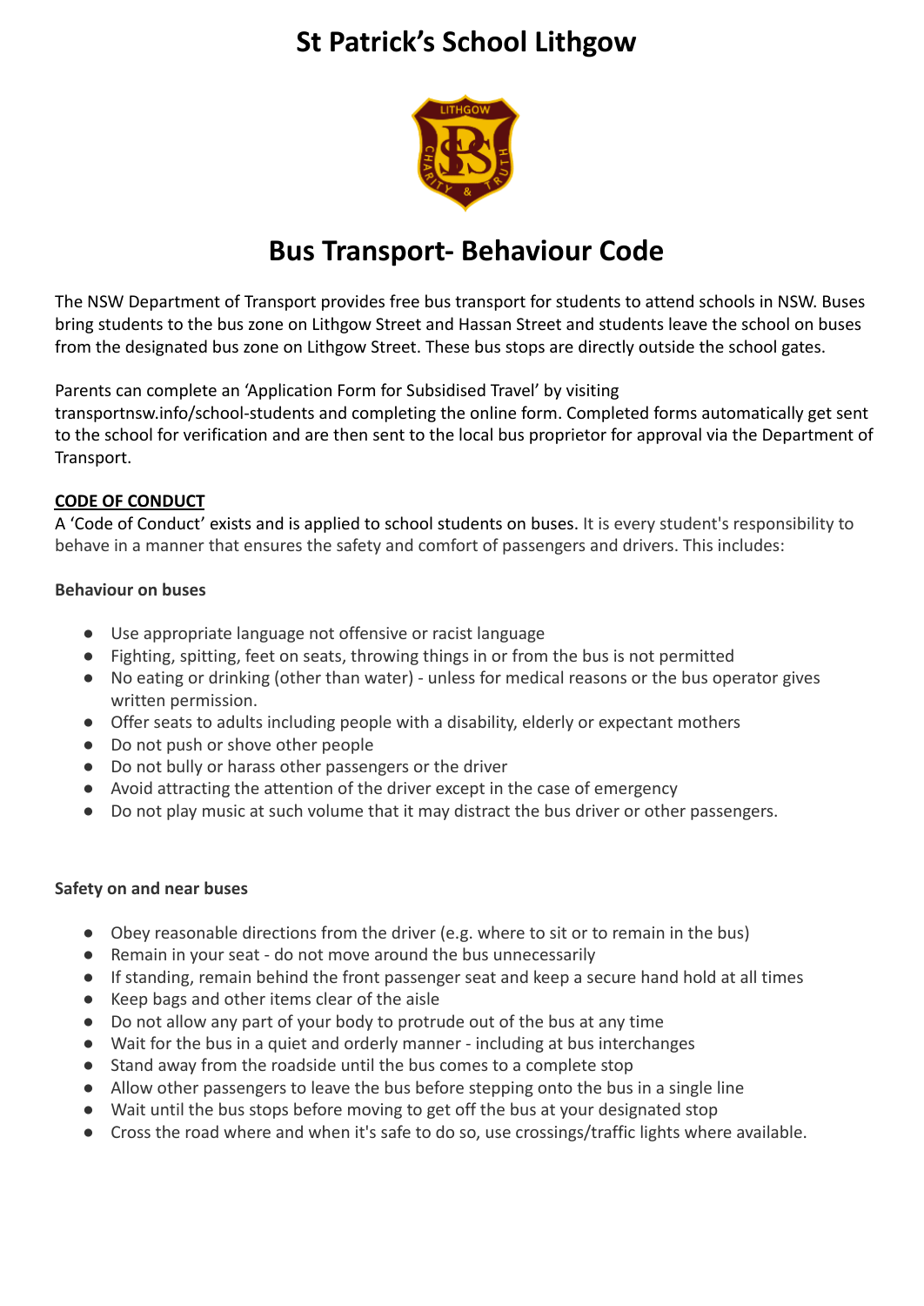# St Patrick's School Lithgow

## Bus Transport- Behaviour Code

The NSW Department of Transport provides free bus transport for students to attend schools in NSW. Buses bring students to the bus zone on Lithgow Street and Hassan Street and students leave the school on buses from the designated bus zone on Lithgow Street. These bus stops are directly outside the school gates.

Parents can complete an 'Application Form for Subsidised Travel' by visiting transportnsw.info/school-students and completing the online form. Completed forms automatically get sent to the school for verification and are then sent to the local bus proprietor for approval via the Department of Transport.

**CODE OF CONDUCT**

A 'Code of Conduct' exists and is applied to school students on buses. It is every student's responsibility to behave in a manner that ensures the safety and comfort of passengers and drivers. This includes:

**Behaviour on buses**

- Use appropriate language not offensive or racist language
- Fighting, spitting, feet on seats, throwing things in or from the bus is not permitted
- No eating or drinking (other than water) - unless for medical reasons or the bus operator gives written permission.
- Offer seats to adults including people with a disability, elderly or expectant mothers
- Do not push or shove other people
- Do not bully or harass other passengers or the driver
- Avoid attracting the attention of the driver except in the case of emergency
- Do not play music at such volume that it may distract the bus driver or other passengers.

**Safety on and near buses**

- Obey reasonable directions from the driver (e.g. where to sit or to remain in the bus)
- Remain in your seat - do not move around the bus unnecessarily
- If standing, remain behind the front passenger seat and keep a secure hand hold at all times
- Keep bags and other items clear of the aisle
- Do not allow any part of your body to protrude out of the bus at any time
- Wait for the bus in a quiet and orderly manner - including at bus interchanges
- Stand away from the roadside until the bus comes to a complete stop
- Allow other passengers to leave the bus before stepping onto the bus in a single line
- Wait until the bus stops before moving to get off the bus at your designated stop
- Cross the road where and when it's safe to do so, use crossings/traffic lights where available.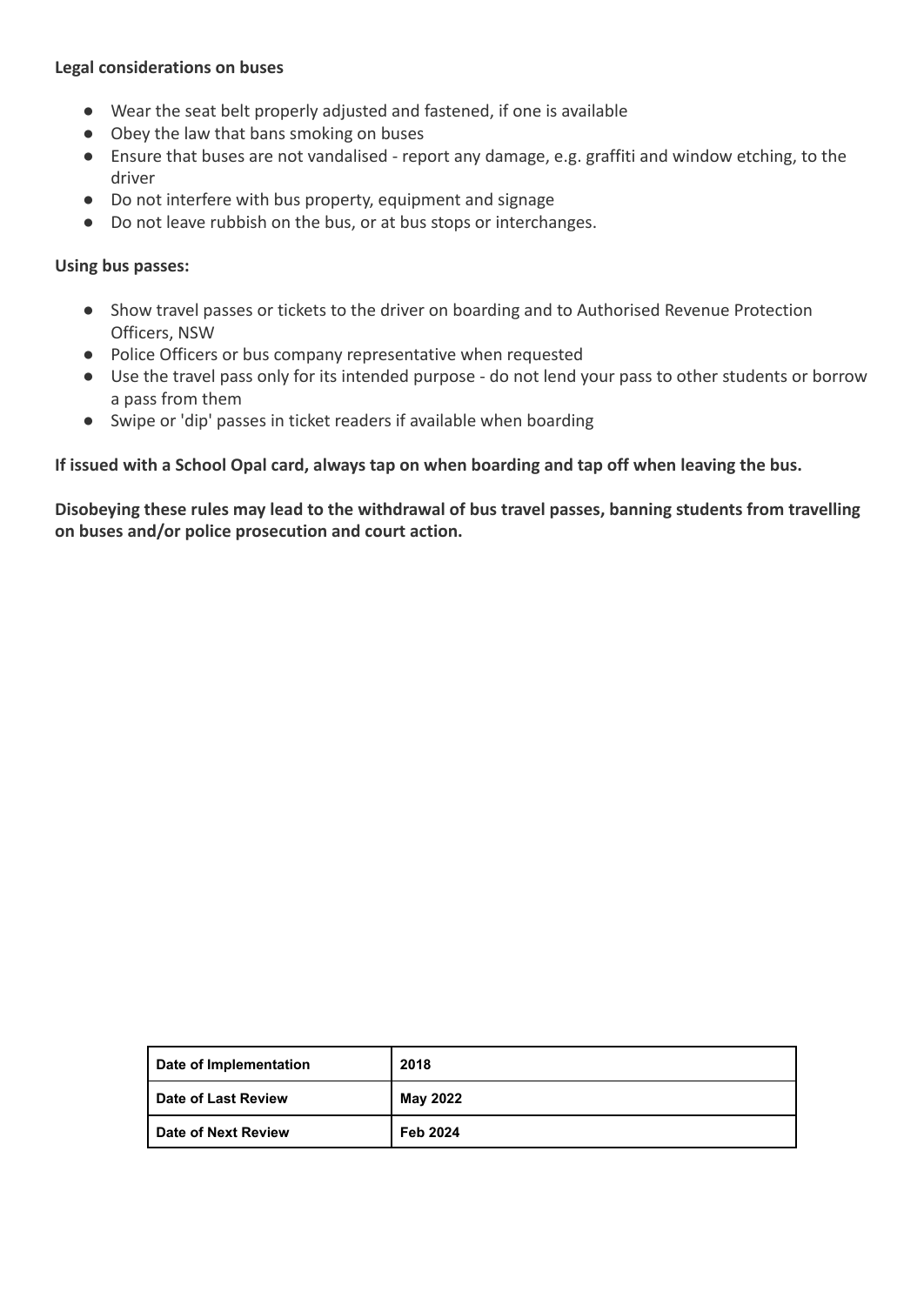**Legal considerations on buses**

- Wear the seat belt properly adjusted and fastened, if one is available
- Obey the law that bans smoking on buses
- Ensure that buses are not vandalised - report any damage, e.g. graffiti and window etching, to the driver
- Do not interfere with bus property, equipment and signage
- Do not leave rubbish on the bus, or at bus stops or interchanges.

**Using bus passes:**

- Show travel passes or tickets to the driver on boarding and to Authorised Revenue Protection Officers, NSW
- Police Officers or bus company representative when requested
- Use the travel pass only for its intended purpose - do not lend your pass to other students or borrow a pass from them
- Swipe or 'dip' passes in ticket readers if available when boarding

**If issued with a School Opal card, always tap on when boarding and tap off when leaving the bus.**

**Disobeying these rules may lead to the withdrawal of bus travel passes, banning students from travelling on buses and/or police prosecution and court action.**

| | |
|---|---|
| **Date of Implementation** | **2018** |
| **Date of Last Review** | **May 2022** |
| **Date of Next Review** | **Feb 2024** |